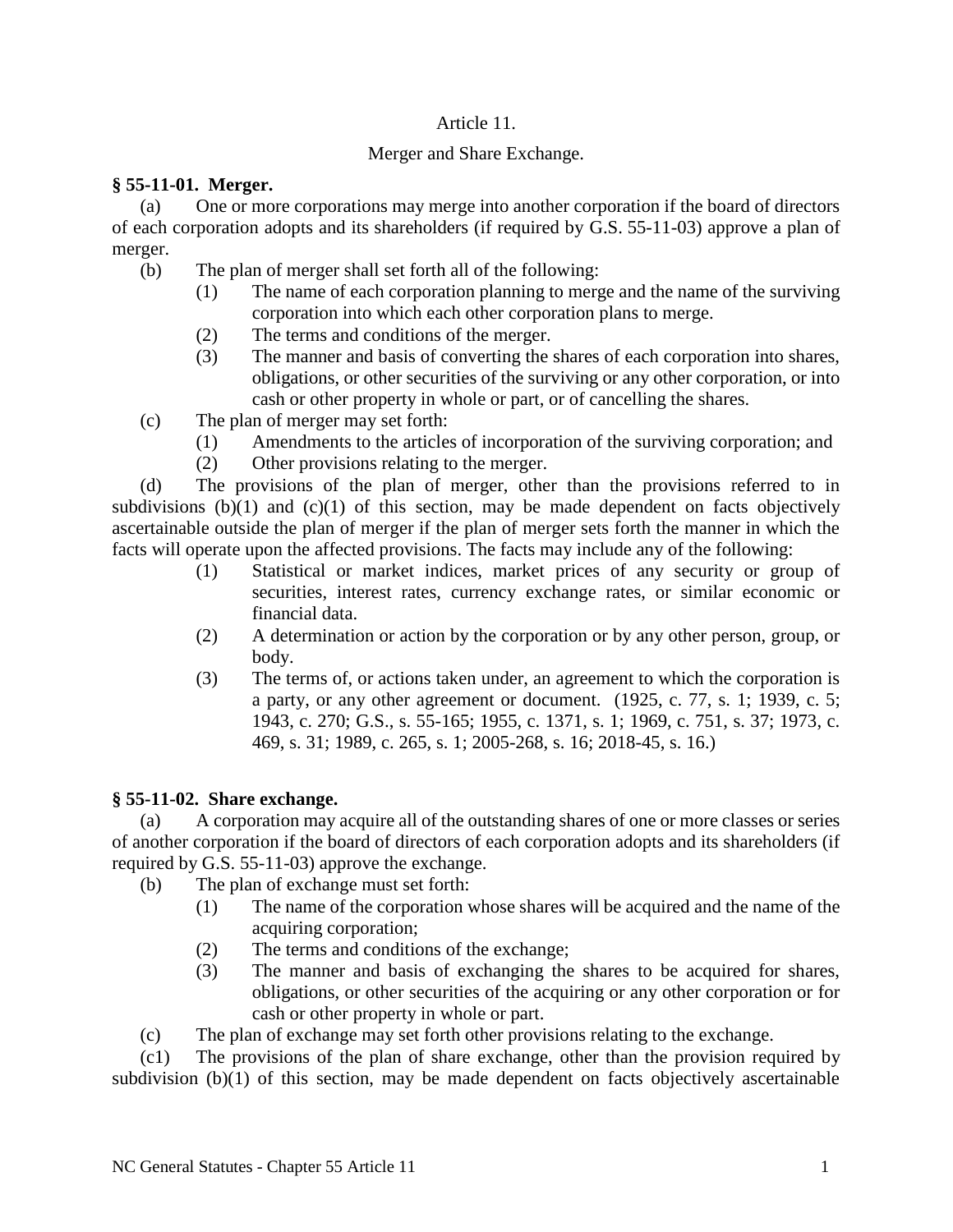# Article 11.

## Merger and Share Exchange.

**§ 55-11-01. Merger.**

(a) One or more corporations may merge into another corporation if the board of directors of each corporation adopts and its shareholders (if required by G.S. 55-11-03) approve a plan of merger.

(b) The plan of merger shall set forth all of the following:

(1) The name of each corporation planning to merge and the name of the surviving corporation into which each other corporation plans to merge.

(2) The terms and conditions of the merger.

(3) The manner and basis of converting the shares of each corporation into shares, obligations, or other securities of the surviving or any other corporation, or into cash or other property in whole or part, or of cancelling the shares.

(c) The plan of merger may set forth:

(1) Amendments to the articles of incorporation of the surviving corporation; and

(2) Other provisions relating to the merger.

(d) The provisions of the plan of merger, other than the provisions referred to in subdivisions (b)(1) and (c)(1) of this section, may be made dependent on facts objectively ascertainable outside the plan of merger if the plan of merger sets forth the manner in which the facts will operate upon the affected provisions. The facts may include any of the following:

(1) Statistical or market indices, market prices of any security or group of securities, interest rates, currency exchange rates, or similar economic or financial data.

(2) A determination or action by the corporation or by any other person, group, or body.

(3) The terms of, or actions taken under, an agreement to which the corporation is a party, or any other agreement or document. (1925, c. 77, s. 1; 1939, c. 5; 1943, c. 270; G.S., s. 55-165; 1955, c. 1371, s. 1; 1969, c. 751, s. 37; 1973, c. 469, s. 31; 1989, c. 265, s. 1; 2005-268, s. 16; 2018-45, s. 16.)

**§ 55-11-02. Share exchange.**

(a) A corporation may acquire all of the outstanding shares of one or more classes or series of another corporation if the board of directors of each corporation adopts and its shareholders (if required by G.S. 55-11-03) approve the exchange.

(b) The plan of exchange must set forth:

(1) The name of the corporation whose shares will be acquired and the name of the acquiring corporation;

(2) The terms and conditions of the exchange;

(3) The manner and basis of exchanging the shares to be acquired for shares, obligations, or other securities of the acquiring or any other corporation or for cash or other property in whole or part.

(c) The plan of exchange may set forth other provisions relating to the exchange.

(c1) The provisions of the plan of share exchange, other than the provision required by subdivision (b)(1) of this section, may be made dependent on facts objectively ascertainable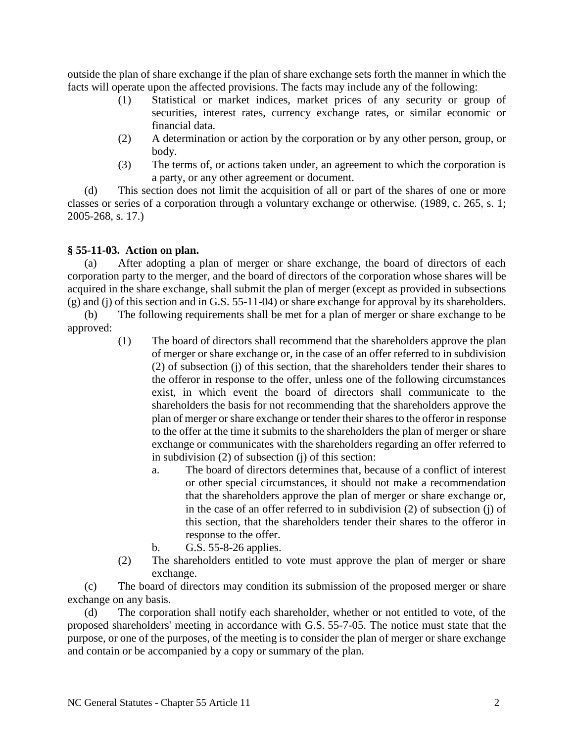outside the plan of share exchange if the plan of share exchange sets forth the manner in which the facts will operate upon the affected provisions. The facts may include any of the following:

(1) Statistical or market indices, market prices of any security or group of securities, interest rates, currency exchange rates, or similar economic or financial data.

(2) A determination or action by the corporation or by any other person, group, or body.

(3) The terms of, or actions taken under, an agreement to which the corporation is a party, or any other agreement or document.

(d) This section does not limit the acquisition of all or part of the shares of one or more classes or series of a corporation through a voluntary exchange or otherwise. (1989, c. 265, s. 1; 2005-268, s. 17.)

**§ 55-11-03. Action on plan.**

(a) After adopting a plan of merger or share exchange, the board of directors of each corporation party to the merger, and the board of directors of the corporation whose shares will be acquired in the share exchange, shall submit the plan of merger (except as provided in subsections (g) and (j) of this section and in G.S. 55-11-04) or share exchange for approval by its shareholders.

(b) The following requirements shall be met for a plan of merger or share exchange to be approved:

(1) The board of directors shall recommend that the shareholders approve the plan of merger or share exchange or, in the case of an offer referred to in subdivision (2) of subsection (j) of this section, that the shareholders tender their shares to the offeror in response to the offer, unless one of the following circumstances exist, in which event the board of directors shall communicate to the shareholders the basis for not recommending that the shareholders approve the plan of merger or share exchange or tender their shares to the offeror in response to the offer at the time it submits to the shareholders the plan of merger or share exchange or communicates with the shareholders regarding an offer referred to in subdivision (2) of subsection (j) of this section:

a. The board of directors determines that, because of a conflict of interest or other special circumstances, it should not make a recommendation that the shareholders approve the plan of merger or share exchange or, in the case of an offer referred to in subdivision (2) of subsection (j) of this section, that the shareholders tender their shares to the offeror in response to the offer.

b. G.S. 55-8-26 applies.

(2) The shareholders entitled to vote must approve the plan of merger or share exchange.

(c) The board of directors may condition its submission of the proposed merger or share exchange on any basis.

(d) The corporation shall notify each shareholder, whether or not entitled to vote, of the proposed shareholders' meeting in accordance with G.S. 55-7-05. The notice must state that the purpose, or one of the purposes, of the meeting is to consider the plan of merger or share exchange and contain or be accompanied by a copy or summary of the plan.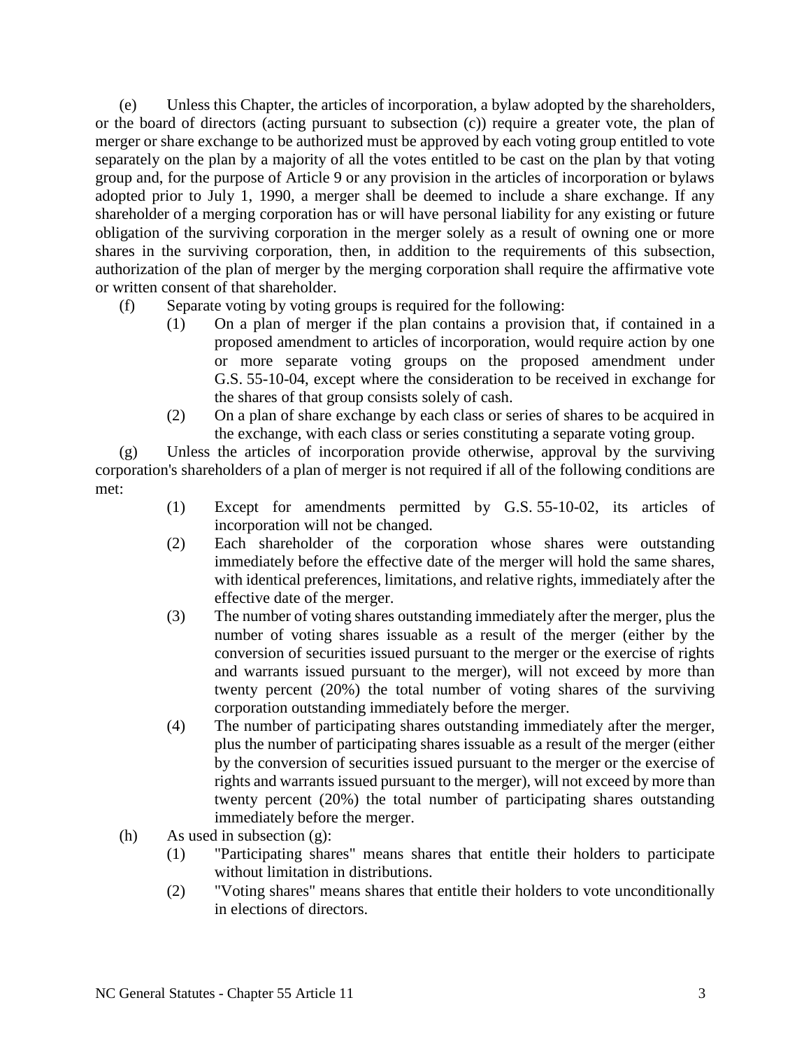(e) Unless this Chapter, the articles of incorporation, a bylaw adopted by the shareholders, or the board of directors (acting pursuant to subsection (c)) require a greater vote, the plan of merger or share exchange to be authorized must be approved by each voting group entitled to vote separately on the plan by a majority of all the votes entitled to be cast on the plan by that voting group and, for the purpose of Article 9 or any provision in the articles of incorporation or bylaws adopted prior to July 1, 1990, a merger shall be deemed to include a share exchange. If any shareholder of a merging corporation has or will have personal liability for any existing or future obligation of the surviving corporation in the merger solely as a result of owning one or more shares in the surviving corporation, then, in addition to the requirements of this subsection, authorization of the plan of merger by the merging corporation shall require the affirmative vote or written consent of that shareholder.

(f) Separate voting by voting groups is required for the following:

- (1) On a plan of merger if the plan contains a provision that, if contained in a proposed amendment to articles of incorporation, would require action by one or more separate voting groups on the proposed amendment under G.S. 55-10-04, except where the consideration to be received in exchange for the shares of that group consists solely of cash.
- (2) On a plan of share exchange by each class or series of shares to be acquired in the exchange, with each class or series constituting a separate voting group.

(g) Unless the articles of incorporation provide otherwise, approval by the surviving corporation's shareholders of a plan of merger is not required if all of the following conditions are met:

- (1) Except for amendments permitted by G.S. 55-10-02, its articles of incorporation will not be changed.
- (2) Each shareholder of the corporation whose shares were outstanding immediately before the effective date of the merger will hold the same shares, with identical preferences, limitations, and relative rights, immediately after the effective date of the merger.
- (3) The number of voting shares outstanding immediately after the merger, plus the number of voting shares issuable as a result of the merger (either by the conversion of securities issued pursuant to the merger or the exercise of rights and warrants issued pursuant to the merger), will not exceed by more than twenty percent (20%) the total number of voting shares of the surviving corporation outstanding immediately before the merger.
- (4) The number of participating shares outstanding immediately after the merger, plus the number of participating shares issuable as a result of the merger (either by the conversion of securities issued pursuant to the merger or the exercise of rights and warrants issued pursuant to the merger), will not exceed by more than twenty percent (20%) the total number of participating shares outstanding immediately before the merger.

(h) As used in subsection (g):

- (1) "Participating shares" means shares that entitle their holders to participate without limitation in distributions.
- (2) "Voting shares" means shares that entitle their holders to vote unconditionally in elections of directors.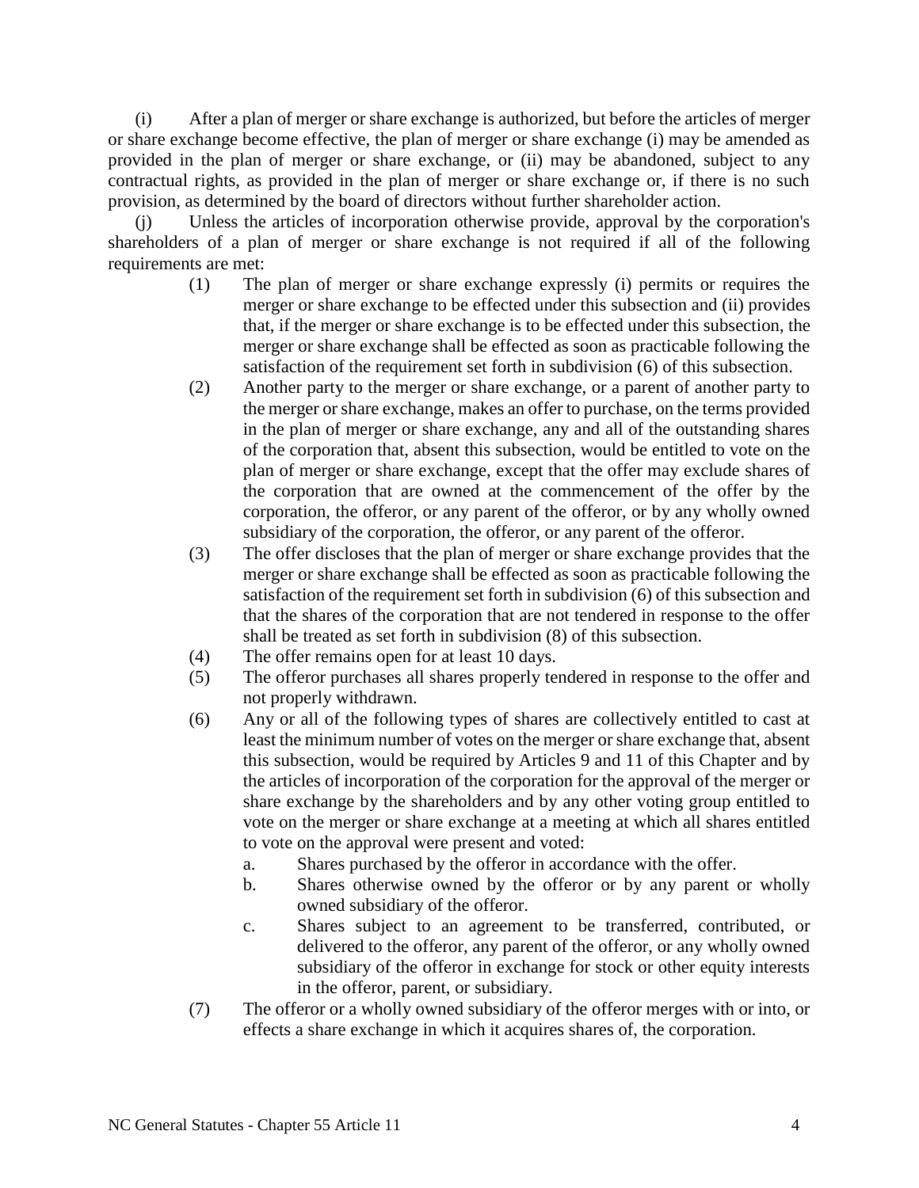(i) After a plan of merger or share exchange is authorized, but before the articles of merger or share exchange become effective, the plan of merger or share exchange (i) may be amended as provided in the plan of merger or share exchange, or (ii) may be abandoned, subject to any contractual rights, as provided in the plan of merger or share exchange or, if there is no such provision, as determined by the board of directors without further shareholder action.

(j) Unless the articles of incorporation otherwise provide, approval by the corporation's shareholders of a plan of merger or share exchange is not required if all of the following requirements are met:

(1) The plan of merger or share exchange expressly (i) permits or requires the merger or share exchange to be effected under this subsection and (ii) provides that, if the merger or share exchange is to be effected under this subsection, the merger or share exchange shall be effected as soon as practicable following the satisfaction of the requirement set forth in subdivision (6) of this subsection.

(2) Another party to the merger or share exchange, or a parent of another party to the merger or share exchange, makes an offer to purchase, on the terms provided in the plan of merger or share exchange, any and all of the outstanding shares of the corporation that, absent this subsection, would be entitled to vote on the plan of merger or share exchange, except that the offer may exclude shares of the corporation that are owned at the commencement of the offer by the corporation, the offeror, or any parent of the offeror, or by any wholly owned subsidiary of the corporation, the offeror, or any parent of the offeror.

(3) The offer discloses that the plan of merger or share exchange provides that the merger or share exchange shall be effected as soon as practicable following the satisfaction of the requirement set forth in subdivision (6) of this subsection and that the shares of the corporation that are not tendered in response to the offer shall be treated as set forth in subdivision (8) of this subsection.

(4) The offer remains open for at least 10 days.

(5) The offeror purchases all shares properly tendered in response to the offer and not properly withdrawn.

(6) Any or all of the following types of shares are collectively entitled to cast at least the minimum number of votes on the merger or share exchange that, absent this subsection, would be required by Articles 9 and 11 of this Chapter and by the articles of incorporation of the corporation for the approval of the merger or share exchange by the shareholders and by any other voting group entitled to vote on the merger or share exchange at a meeting at which all shares entitled to vote on the approval were present and voted:

a. Shares purchased by the offeror in accordance with the offer.

b. Shares otherwise owned by the offeror or by any parent or wholly owned subsidiary of the offeror.

c. Shares subject to an agreement to be transferred, contributed, or delivered to the offeror, any parent of the offeror, or any wholly owned subsidiary of the offeror in exchange for stock or other equity interests in the offeror, parent, or subsidiary.

(7) The offeror or a wholly owned subsidiary of the offeror merges with or into, or effects a share exchange in which it acquires shares of, the corporation.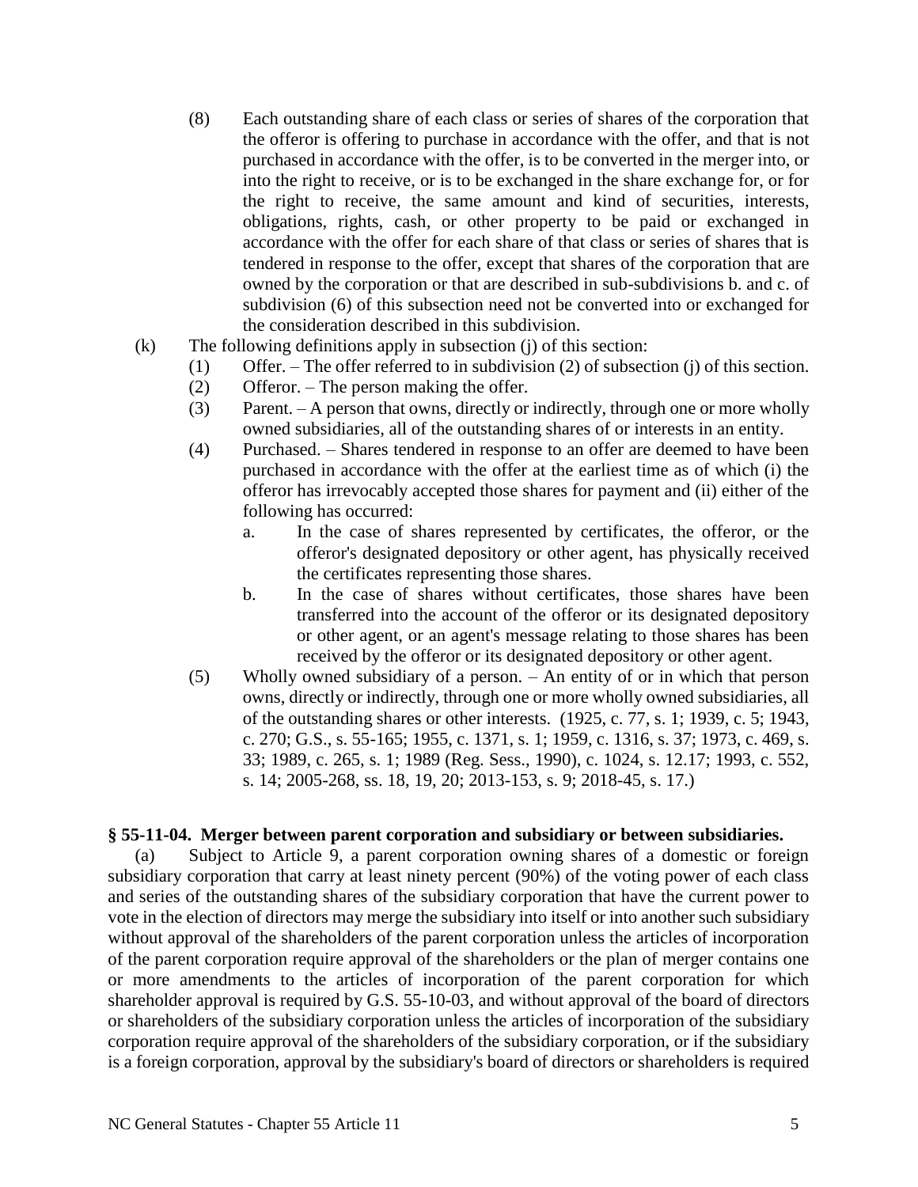(8) Each outstanding share of each class or series of shares of the corporation that the offeror is offering to purchase in accordance with the offer, and that is not purchased in accordance with the offer, is to be converted in the merger into, or into the right to receive, or is to be exchanged in the share exchange for, or for the right to receive, the same amount and kind of securities, interests, obligations, rights, cash, or other property to be paid or exchanged in accordance with the offer for each share of that class or series of shares that is tendered in response to the offer, except that shares of the corporation that are owned by the corporation or that are described in sub-subdivisions b. and c. of subdivision (6) of this subsection need not be converted into or exchanged for the consideration described in this subdivision.

(k) The following definitions apply in subsection (j) of this section:

(1) Offer. – The offer referred to in subdivision (2) of subsection (j) of this section.

(2) Offeror. – The person making the offer.

(3) Parent. – A person that owns, directly or indirectly, through one or more wholly owned subsidiaries, all of the outstanding shares of or interests in an entity.

(4) Purchased. – Shares tendered in response to an offer are deemed to have been purchased in accordance with the offer at the earliest time as of which (i) the offeror has irrevocably accepted those shares for payment and (ii) either of the following has occurred:

a. In the case of shares represented by certificates, the offeror, or the offeror's designated depository or other agent, has physically received the certificates representing those shares.

b. In the case of shares without certificates, those shares have been transferred into the account of the offeror or its designated depository or other agent, or an agent's message relating to those shares has been received by the offeror or its designated depository or other agent.

(5) Wholly owned subsidiary of a person. – An entity of or in which that person owns, directly or indirectly, through one or more wholly owned subsidiaries, all of the outstanding shares or other interests. (1925, c. 77, s. 1; 1939, c. 5; 1943, c. 270; G.S., s. 55-165; 1955, c. 1371, s. 1; 1959, c. 1316, s. 37; 1973, c. 469, s. 33; 1989, c. 265, s. 1; 1989 (Reg. Sess., 1990), c. 1024, s. 12.17; 1993, c. 552, s. 14; 2005-268, ss. 18, 19, 20; 2013-153, s. 9; 2018-45, s. 17.)

**§ 55-11-04. Merger between parent corporation and subsidiary or between subsidiaries.**

(a) Subject to Article 9, a parent corporation owning shares of a domestic or foreign subsidiary corporation that carry at least ninety percent (90%) of the voting power of each class and series of the outstanding shares of the subsidiary corporation that have the current power to vote in the election of directors may merge the subsidiary into itself or into another such subsidiary without approval of the shareholders of the parent corporation unless the articles of incorporation of the parent corporation require approval of the shareholders or the plan of merger contains one or more amendments to the articles of incorporation of the parent corporation for which shareholder approval is required by G.S. 55-10-03, and without approval of the board of directors or shareholders of the subsidiary corporation unless the articles of incorporation of the subsidiary corporation require approval of the shareholders of the subsidiary corporation, or if the subsidiary is a foreign corporation, approval by the subsidiary's board of directors or shareholders is required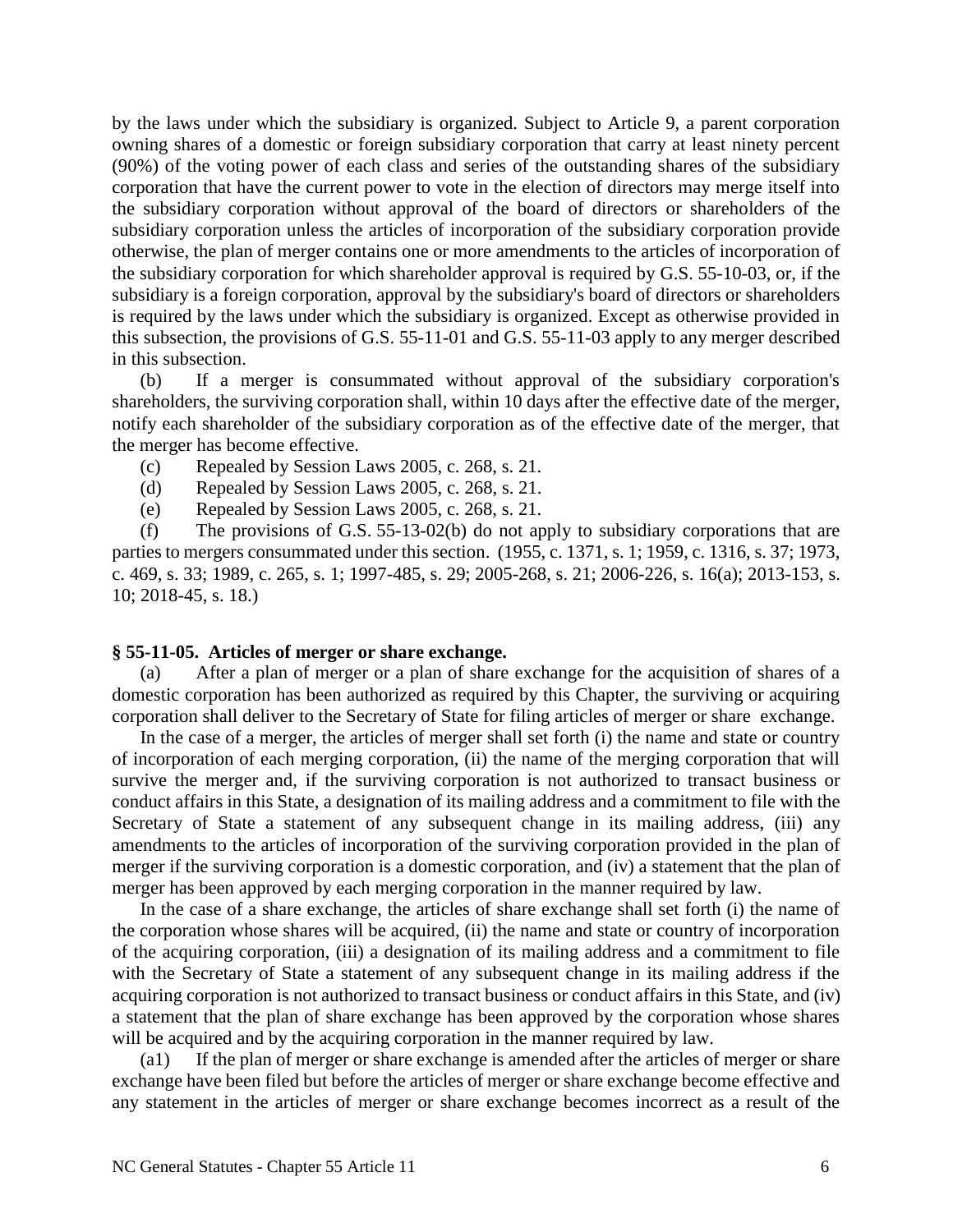by the laws under which the subsidiary is organized. Subject to Article 9, a parent corporation owning shares of a domestic or foreign subsidiary corporation that carry at least ninety percent (90%) of the voting power of each class and series of the outstanding shares of the subsidiary corporation that have the current power to vote in the election of directors may merge itself into the subsidiary corporation without approval of the board of directors or shareholders of the subsidiary corporation unless the articles of incorporation of the subsidiary corporation provide otherwise, the plan of merger contains one or more amendments to the articles of incorporation of the subsidiary corporation for which shareholder approval is required by G.S. 55-10-03, or, if the subsidiary is a foreign corporation, approval by the subsidiary's board of directors or shareholders is required by the laws under which the subsidiary is organized. Except as otherwise provided in this subsection, the provisions of G.S. 55-11-01 and G.S. 55-11-03 apply to any merger described in this subsection.

(b) If a merger is consummated without approval of the subsidiary corporation's shareholders, the surviving corporation shall, within 10 days after the effective date of the merger, notify each shareholder of the subsidiary corporation as of the effective date of the merger, that the merger has become effective.

(c) Repealed by Session Laws 2005, c. 268, s. 21.

(d) Repealed by Session Laws 2005, c. 268, s. 21.

(e) Repealed by Session Laws 2005, c. 268, s. 21.

(f) The provisions of G.S. 55-13-02(b) do not apply to subsidiary corporations that are parties to mergers consummated under this section. (1955, c. 1371, s. 1; 1959, c. 1316, s. 37; 1973, c. 469, s. 33; 1989, c. 265, s. 1; 1997-485, s. 29; 2005-268, s. 21; 2006-226, s. 16(a); 2013-153, s. 10; 2018-45, s. 18.)

**§ 55-11-05. Articles of merger or share exchange.**

(a) After a plan of merger or a plan of share exchange for the acquisition of shares of a domestic corporation has been authorized as required by this Chapter, the surviving or acquiring corporation shall deliver to the Secretary of State for filing articles of merger or share exchange.

In the case of a merger, the articles of merger shall set forth (i) the name and state or country of incorporation of each merging corporation, (ii) the name of the merging corporation that will survive the merger and, if the surviving corporation is not authorized to transact business or conduct affairs in this State, a designation of its mailing address and a commitment to file with the Secretary of State a statement of any subsequent change in its mailing address, (iii) any amendments to the articles of incorporation of the surviving corporation provided in the plan of merger if the surviving corporation is a domestic corporation, and (iv) a statement that the plan of merger has been approved by each merging corporation in the manner required by law.

In the case of a share exchange, the articles of share exchange shall set forth (i) the name of the corporation whose shares will be acquired, (ii) the name and state or country of incorporation of the acquiring corporation, (iii) a designation of its mailing address and a commitment to file with the Secretary of State a statement of any subsequent change in its mailing address if the acquiring corporation is not authorized to transact business or conduct affairs in this State, and (iv) a statement that the plan of share exchange has been approved by the corporation whose shares will be acquired and by the acquiring corporation in the manner required by law.

(a1) If the plan of merger or share exchange is amended after the articles of merger or share exchange have been filed but before the articles of merger or share exchange become effective and any statement in the articles of merger or share exchange becomes incorrect as a result of the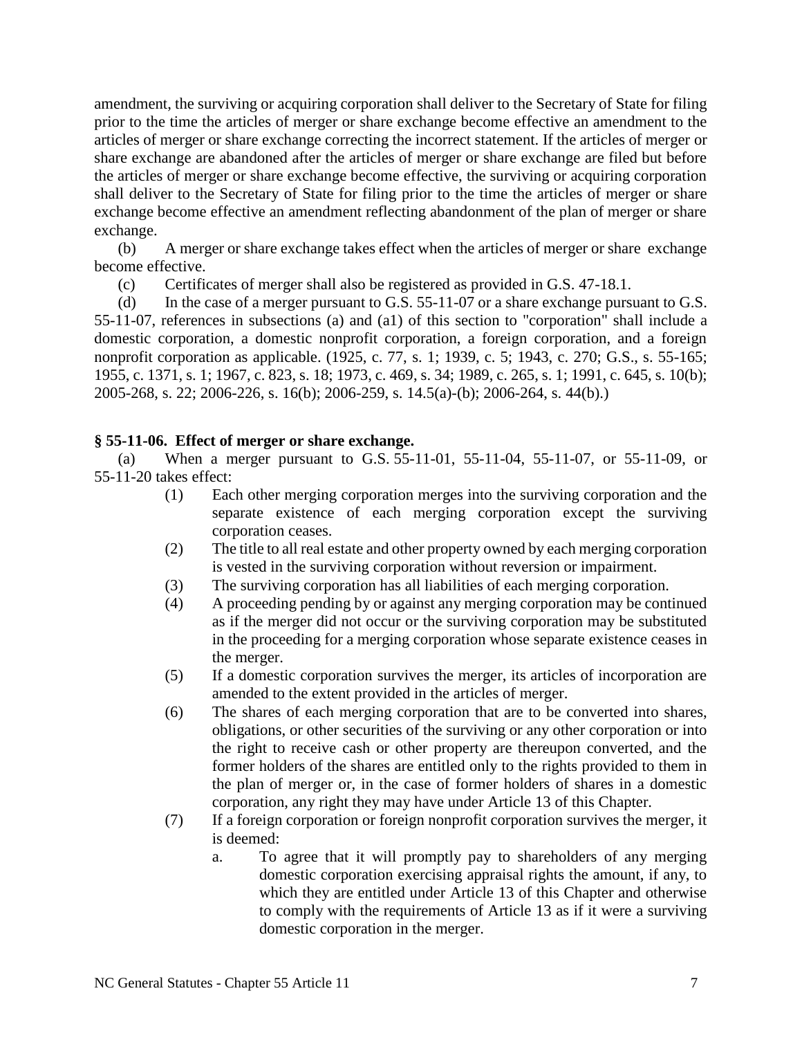amendment, the surviving or acquiring corporation shall deliver to the Secretary of State for filing prior to the time the articles of merger or share exchange become effective an amendment to the articles of merger or share exchange correcting the incorrect statement. If the articles of merger or share exchange are abandoned after the articles of merger or share exchange are filed but before the articles of merger or share exchange become effective, the surviving or acquiring corporation shall deliver to the Secretary of State for filing prior to the time the articles of merger or share exchange become effective an amendment reflecting abandonment of the plan of merger or share exchange.

(b) A merger or share exchange takes effect when the articles of merger or share exchange become effective.

(c) Certificates of merger shall also be registered as provided in G.S. 47-18.1.

(d) In the case of a merger pursuant to G.S. 55-11-07 or a share exchange pursuant to G.S. 55-11-07, references in subsections (a) and (a1) of this section to "corporation" shall include a domestic corporation, a domestic nonprofit corporation, a foreign corporation, and a foreign nonprofit corporation as applicable. (1925, c. 77, s. 1; 1939, c. 5; 1943, c. 270; G.S., s. 55-165; 1955, c. 1371, s. 1; 1967, c. 823, s. 18; 1973, c. 469, s. 34; 1989, c. 265, s. 1; 1991, c. 645, s. 10(b); 2005-268, s. 22; 2006-226, s. 16(b); 2006-259, s. 14.5(a)-(b); 2006-264, s. 44(b).)

**§ 55-11-06. Effect of merger or share exchange.**

(a) When a merger pursuant to G.S. 55-11-01, 55-11-04, 55-11-07, or 55-11-09, or 55-11-20 takes effect:

(1) Each other merging corporation merges into the surviving corporation and the separate existence of each merging corporation except the surviving corporation ceases.

(2) The title to all real estate and other property owned by each merging corporation is vested in the surviving corporation without reversion or impairment.

(3) The surviving corporation has all liabilities of each merging corporation.

(4) A proceeding pending by or against any merging corporation may be continued as if the merger did not occur or the surviving corporation may be substituted in the proceeding for a merging corporation whose separate existence ceases in the merger.

(5) If a domestic corporation survives the merger, its articles of incorporation are amended to the extent provided in the articles of merger.

(6) The shares of each merging corporation that are to be converted into shares, obligations, or other securities of the surviving or any other corporation or into the right to receive cash or other property are thereupon converted, and the former holders of the shares are entitled only to the rights provided to them in the plan of merger or, in the case of former holders of shares in a domestic corporation, any right they may have under Article 13 of this Chapter.

(7) If a foreign corporation or foreign nonprofit corporation survives the merger, it is deemed:

a. To agree that it will promptly pay to shareholders of any merging domestic corporation exercising appraisal rights the amount, if any, to which they are entitled under Article 13 of this Chapter and otherwise to comply with the requirements of Article 13 as if it were a surviving domestic corporation in the merger.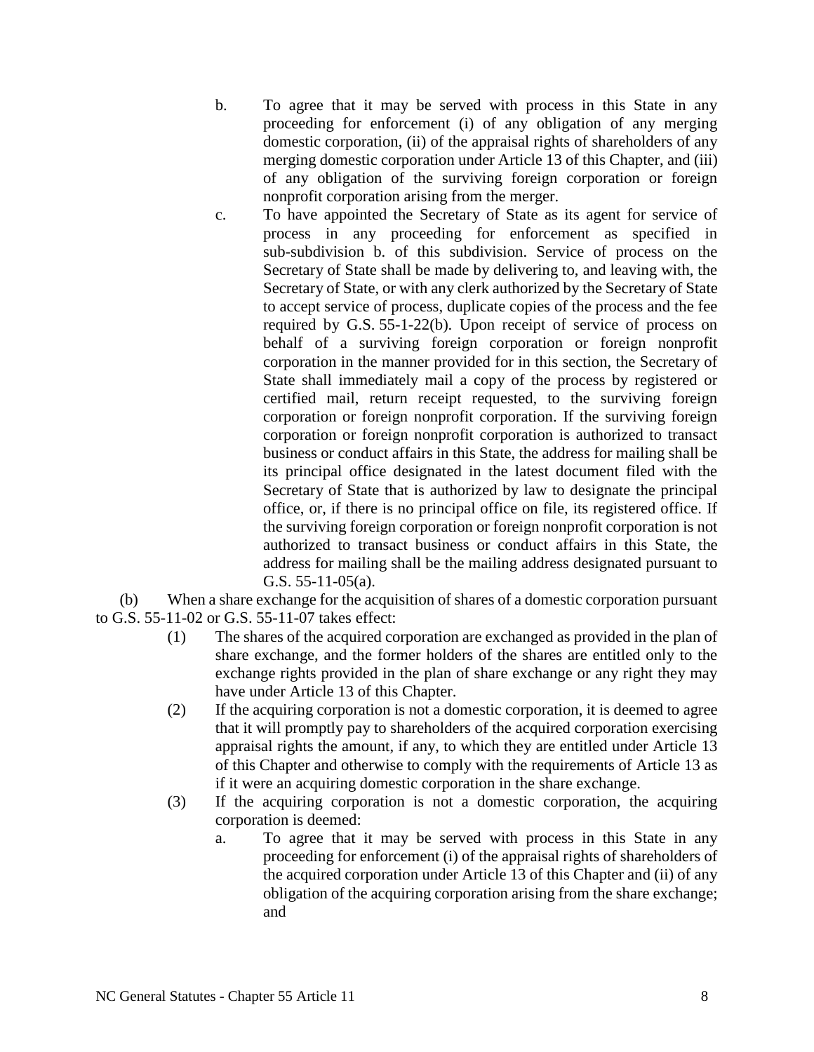b. To agree that it may be served with process in this State in any proceeding for enforcement (i) of any obligation of any merging domestic corporation, (ii) of the appraisal rights of shareholders of any merging domestic corporation under Article 13 of this Chapter, and (iii) of any obligation of the surviving foreign corporation or foreign nonprofit corporation arising from the merger.

c. To have appointed the Secretary of State as its agent for service of process in any proceeding for enforcement as specified in sub-subdivision b. of this subdivision. Service of process on the Secretary of State shall be made by delivering to, and leaving with, the Secretary of State, or with any clerk authorized by the Secretary of State to accept service of process, duplicate copies of the process and the fee required by G.S. 55-1-22(b). Upon receipt of service of process on behalf of a surviving foreign corporation or foreign nonprofit corporation in the manner provided for in this section, the Secretary of State shall immediately mail a copy of the process by registered or certified mail, return receipt requested, to the surviving foreign corporation or foreign nonprofit corporation. If the surviving foreign corporation or foreign nonprofit corporation is authorized to transact business or conduct affairs in this State, the address for mailing shall be its principal office designated in the latest document filed with the Secretary of State that is authorized by law to designate the principal office, or, if there is no principal office on file, its registered office. If the surviving foreign corporation or foreign nonprofit corporation is not authorized to transact business or conduct affairs in this State, the address for mailing shall be the mailing address designated pursuant to G.S. 55-11-05(a).

(b) When a share exchange for the acquisition of shares of a domestic corporation pursuant to G.S. 55-11-02 or G.S. 55-11-07 takes effect:

(1) The shares of the acquired corporation are exchanged as provided in the plan of share exchange, and the former holders of the shares are entitled only to the exchange rights provided in the plan of share exchange or any right they may have under Article 13 of this Chapter.

(2) If the acquiring corporation is not a domestic corporation, it is deemed to agree that it will promptly pay to shareholders of the acquired corporation exercising appraisal rights the amount, if any, to which they are entitled under Article 13 of this Chapter and otherwise to comply with the requirements of Article 13 as if it were an acquiring domestic corporation in the share exchange.

(3) If the acquiring corporation is not a domestic corporation, the acquiring corporation is deemed:

a. To agree that it may be served with process in this State in any proceeding for enforcement (i) of the appraisal rights of shareholders of the acquired corporation under Article 13 of this Chapter and (ii) of any obligation of the acquiring corporation arising from the share exchange; and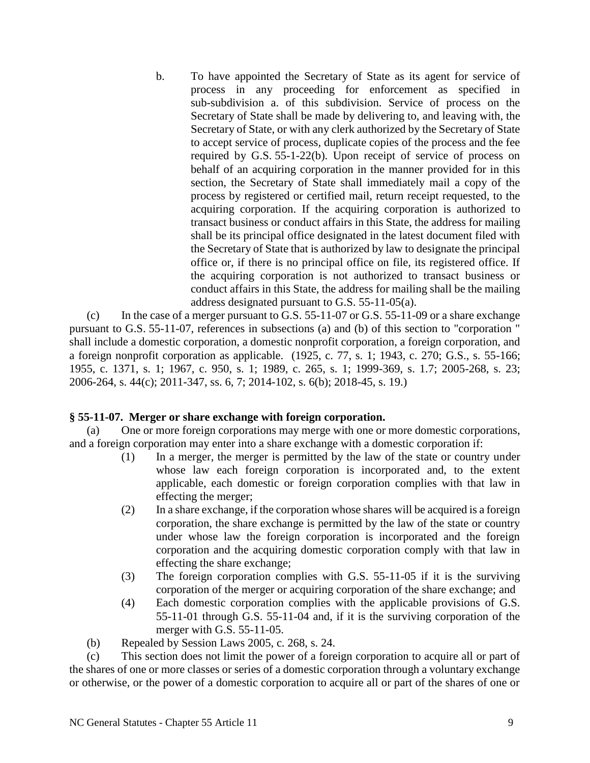b. To have appointed the Secretary of State as its agent for service of process in any proceeding for enforcement as specified in sub-subdivision a. of this subdivision. Service of process on the Secretary of State shall be made by delivering to, and leaving with, the Secretary of State, or with any clerk authorized by the Secretary of State to accept service of process, duplicate copies of the process and the fee required by G.S. 55-1-22(b). Upon receipt of service of process on behalf of an acquiring corporation in the manner provided for in this section, the Secretary of State shall immediately mail a copy of the process by registered or certified mail, return receipt requested, to the acquiring corporation. If the acquiring corporation is authorized to transact business or conduct affairs in this State, the address for mailing shall be its principal office designated in the latest document filed with the Secretary of State that is authorized by law to designate the principal office or, if there is no principal office on file, its registered office. If the acquiring corporation is not authorized to transact business or conduct affairs in this State, the address for mailing shall be the mailing address designated pursuant to G.S. 55-11-05(a).

(c) In the case of a merger pursuant to G.S. 55-11-07 or G.S. 55-11-09 or a share exchange pursuant to G.S. 55-11-07, references in subsections (a) and (b) of this section to "corporation " shall include a domestic corporation, a domestic nonprofit corporation, a foreign corporation, and a foreign nonprofit corporation as applicable. (1925, c. 77, s. 1; 1943, c. 270; G.S., s. 55-166; 1955, c. 1371, s. 1; 1967, c. 950, s. 1; 1989, c. 265, s. 1; 1999-369, s. 1.7; 2005-268, s. 23; 2006-264, s. 44(c); 2011-347, ss. 6, 7; 2014-102, s. 6(b); 2018-45, s. 19.)

**§ 55-11-07. Merger or share exchange with foreign corporation.**

(a) One or more foreign corporations may merge with one or more domestic corporations, and a foreign corporation may enter into a share exchange with a domestic corporation if:

(1) In a merger, the merger is permitted by the law of the state or country under whose law each foreign corporation is incorporated and, to the extent applicable, each domestic or foreign corporation complies with that law in effecting the merger;

(2) In a share exchange, if the corporation whose shares will be acquired is a foreign corporation, the share exchange is permitted by the law of the state or country under whose law the foreign corporation is incorporated and the foreign corporation and the acquiring domestic corporation comply with that law in effecting the share exchange;

(3) The foreign corporation complies with G.S. 55-11-05 if it is the surviving corporation of the merger or acquiring corporation of the share exchange; and

(4) Each domestic corporation complies with the applicable provisions of G.S. 55-11-01 through G.S. 55-11-04 and, if it is the surviving corporation of the merger with G.S. 55-11-05.

(b) Repealed by Session Laws 2005, c. 268, s. 24.

(c) This section does not limit the power of a foreign corporation to acquire all or part of the shares of one or more classes or series of a domestic corporation through a voluntary exchange or otherwise, or the power of a domestic corporation to acquire all or part of the shares of one or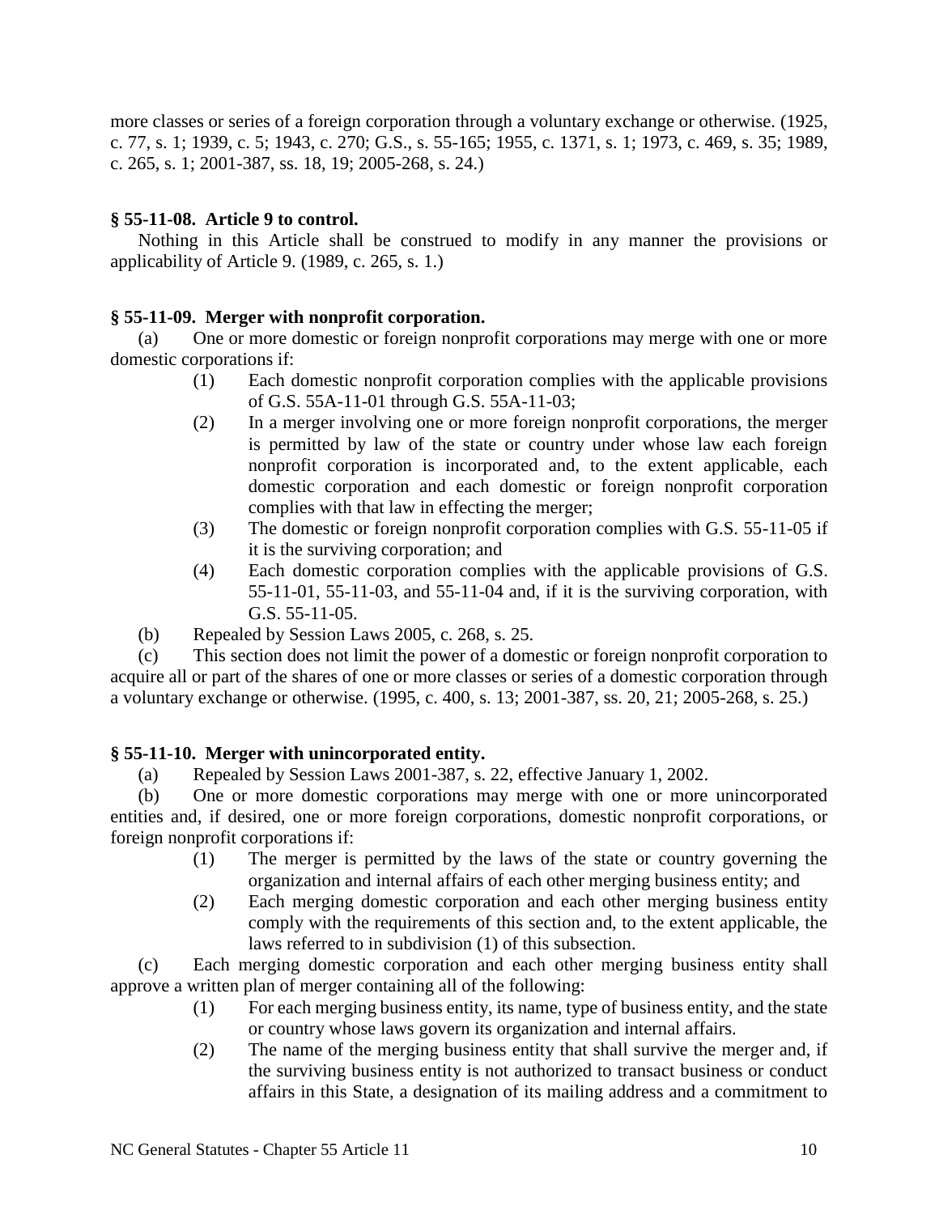more classes or series of a foreign corporation through a voluntary exchange or otherwise. (1925, c. 77, s. 1; 1939, c. 5; 1943, c. 270; G.S., s. 55-165; 1955, c. 1371, s. 1; 1973, c. 469, s. 35; 1989, c. 265, s. 1; 2001-387, ss. 18, 19; 2005-268, s. 24.)

**§ 55-11-08. Article 9 to control.**

Nothing in this Article shall be construed to modify in any manner the provisions or applicability of Article 9. (1989, c. 265, s. 1.)

**§ 55-11-09. Merger with nonprofit corporation.**

(a) One or more domestic or foreign nonprofit corporations may merge with one or more domestic corporations if:

(1) Each domestic nonprofit corporation complies with the applicable provisions of G.S. 55A-11-01 through G.S. 55A-11-03;

(2) In a merger involving one or more foreign nonprofit corporations, the merger is permitted by law of the state or country under whose law each foreign nonprofit corporation is incorporated and, to the extent applicable, each domestic corporation and each domestic or foreign nonprofit corporation complies with that law in effecting the merger;

(3) The domestic or foreign nonprofit corporation complies with G.S. 55-11-05 if it is the surviving corporation; and

(4) Each domestic corporation complies with the applicable provisions of G.S. 55-11-01, 55-11-03, and 55-11-04 and, if it is the surviving corporation, with G.S. 55-11-05.

(b) Repealed by Session Laws 2005, c. 268, s. 25.

(c) This section does not limit the power of a domestic or foreign nonprofit corporation to acquire all or part of the shares of one or more classes or series of a domestic corporation through a voluntary exchange or otherwise. (1995, c. 400, s. 13; 2001-387, ss. 20, 21; 2005-268, s. 25.)

**§ 55-11-10. Merger with unincorporated entity.**

(a) Repealed by Session Laws 2001-387, s. 22, effective January 1, 2002.

(b) One or more domestic corporations may merge with one or more unincorporated entities and, if desired, one or more foreign corporations, domestic nonprofit corporations, or foreign nonprofit corporations if:

(1) The merger is permitted by the laws of the state or country governing the organization and internal affairs of each other merging business entity; and

(2) Each merging domestic corporation and each other merging business entity comply with the requirements of this section and, to the extent applicable, the laws referred to in subdivision (1) of this subsection.

(c) Each merging domestic corporation and each other merging business entity shall approve a written plan of merger containing all of the following:

(1) For each merging business entity, its name, type of business entity, and the state or country whose laws govern its organization and internal affairs.

(2) The name of the merging business entity that shall survive the merger and, if the surviving business entity is not authorized to transact business or conduct affairs in this State, a designation of its mailing address and a commitment to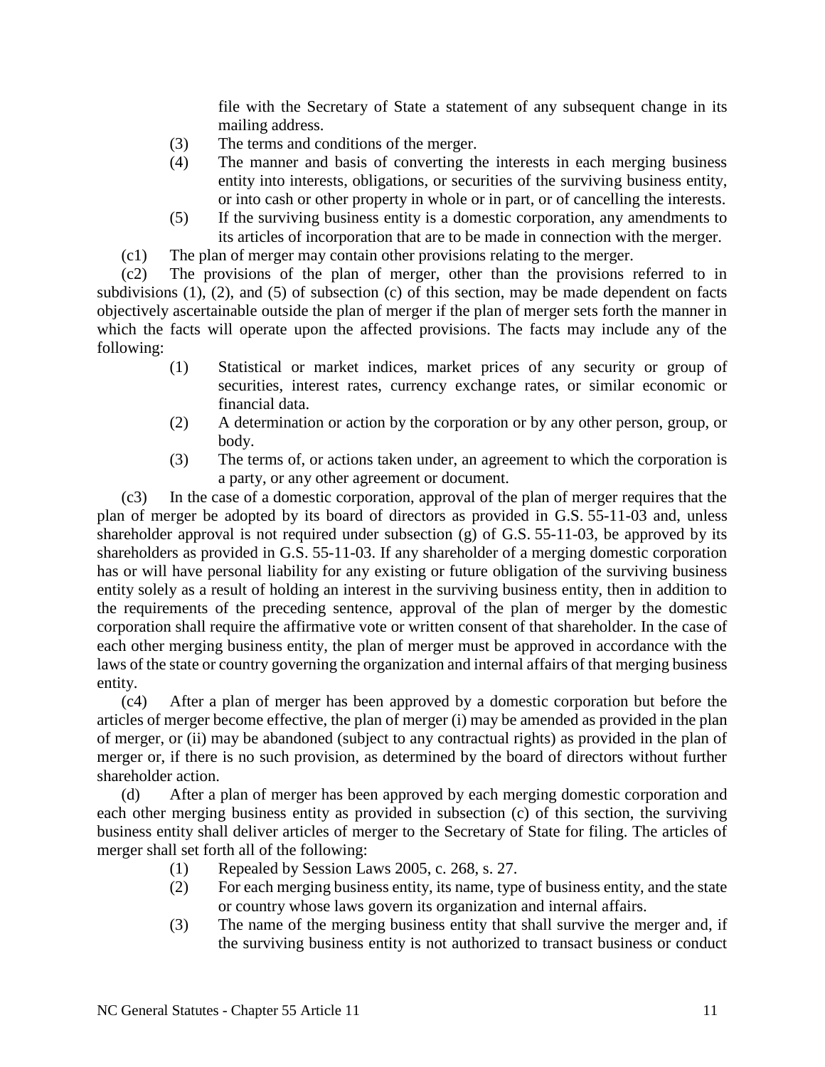file with the Secretary of State a statement of any subsequent change in its mailing address.

(3) The terms and conditions of the merger.

(4) The manner and basis of converting the interests in each merging business entity into interests, obligations, or securities of the surviving business entity, or into cash or other property in whole or in part, or of cancelling the interests.

(5) If the surviving business entity is a domestic corporation, any amendments to its articles of incorporation that are to be made in connection with the merger.

(c1) The plan of merger may contain other provisions relating to the merger.

(c2) The provisions of the plan of merger, other than the provisions referred to in subdivisions (1), (2), and (5) of subsection (c) of this section, may be made dependent on facts objectively ascertainable outside the plan of merger if the plan of merger sets forth the manner in which the facts will operate upon the affected provisions. The facts may include any of the following:

(1) Statistical or market indices, market prices of any security or group of securities, interest rates, currency exchange rates, or similar economic or financial data.

(2) A determination or action by the corporation or by any other person, group, or body.

(3) The terms of, or actions taken under, an agreement to which the corporation is a party, or any other agreement or document.

(c3) In the case of a domestic corporation, approval of the plan of merger requires that the plan of merger be adopted by its board of directors as provided in G.S. 55-11-03 and, unless shareholder approval is not required under subsection (g) of G.S. 55-11-03, be approved by its shareholders as provided in G.S. 55-11-03. If any shareholder of a merging domestic corporation has or will have personal liability for any existing or future obligation of the surviving business entity solely as a result of holding an interest in the surviving business entity, then in addition to the requirements of the preceding sentence, approval of the plan of merger by the domestic corporation shall require the affirmative vote or written consent of that shareholder. In the case of each other merging business entity, the plan of merger must be approved in accordance with the laws of the state or country governing the organization and internal affairs of that merging business entity.

(c4) After a plan of merger has been approved by a domestic corporation but before the articles of merger become effective, the plan of merger (i) may be amended as provided in the plan of merger, or (ii) may be abandoned (subject to any contractual rights) as provided in the plan of merger or, if there is no such provision, as determined by the board of directors without further shareholder action.

(d) After a plan of merger has been approved by each merging domestic corporation and each other merging business entity as provided in subsection (c) of this section, the surviving business entity shall deliver articles of merger to the Secretary of State for filing. The articles of merger shall set forth all of the following:

(1) Repealed by Session Laws 2005, c. 268, s. 27.

(2) For each merging business entity, its name, type of business entity, and the state or country whose laws govern its organization and internal affairs.

(3) The name of the merging business entity that shall survive the merger and, if the surviving business entity is not authorized to transact business or conduct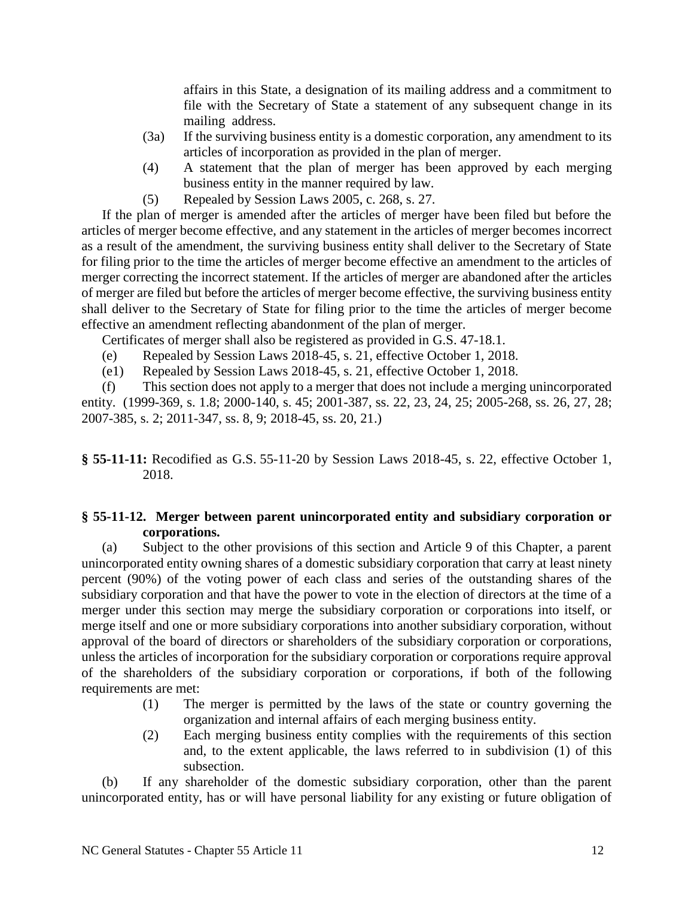affairs in this State, a designation of its mailing address and a commitment to file with the Secretary of State a statement of any subsequent change in its mailing address.

(3a) If the surviving business entity is a domestic corporation, any amendment to its articles of incorporation as provided in the plan of merger.

(4) A statement that the plan of merger has been approved by each merging business entity in the manner required by law.

(5) Repealed by Session Laws 2005, c. 268, s. 27.

If the plan of merger is amended after the articles of merger have been filed but before the articles of merger become effective, and any statement in the articles of merger becomes incorrect as a result of the amendment, the surviving business entity shall deliver to the Secretary of State for filing prior to the time the articles of merger become effective an amendment to the articles of merger correcting the incorrect statement. If the articles of merger are abandoned after the articles of merger are filed but before the articles of merger become effective, the surviving business entity shall deliver to the Secretary of State for filing prior to the time the articles of merger become effective an amendment reflecting abandonment of the plan of merger.

Certificates of merger shall also be registered as provided in G.S. 47-18.1.

(e) Repealed by Session Laws 2018-45, s. 21, effective October 1, 2018.

(e1) Repealed by Session Laws 2018-45, s. 21, effective October 1, 2018.

(f) This section does not apply to a merger that does not include a merging unincorporated entity. (1999-369, s. 1.8; 2000-140, s. 45; 2001-387, ss. 22, 23, 24, 25; 2005-268, ss. 26, 27, 28; 2007-385, s. 2; 2011-347, ss. 8, 9; 2018-45, ss. 20, 21.)

**§ 55-11-11:** Recodified as G.S. 55-11-20 by Session Laws 2018-45, s. 22, effective October 1, 2018.

**§ 55-11-12. Merger between parent unincorporated entity and subsidiary corporation or corporations.**

(a) Subject to the other provisions of this section and Article 9 of this Chapter, a parent unincorporated entity owning shares of a domestic subsidiary corporation that carry at least ninety percent (90%) of the voting power of each class and series of the outstanding shares of the subsidiary corporation and that have the power to vote in the election of directors at the time of a merger under this section may merge the subsidiary corporation or corporations into itself, or merge itself and one or more subsidiary corporations into another subsidiary corporation, without approval of the board of directors or shareholders of the subsidiary corporation or corporations, unless the articles of incorporation for the subsidiary corporation or corporations require approval of the shareholders of the subsidiary corporation or corporations, if both of the following requirements are met:

(1) The merger is permitted by the laws of the state or country governing the organization and internal affairs of each merging business entity.

(2) Each merging business entity complies with the requirements of this section and, to the extent applicable, the laws referred to in subdivision (1) of this subsection.

(b) If any shareholder of the domestic subsidiary corporation, other than the parent unincorporated entity, has or will have personal liability for any existing or future obligation of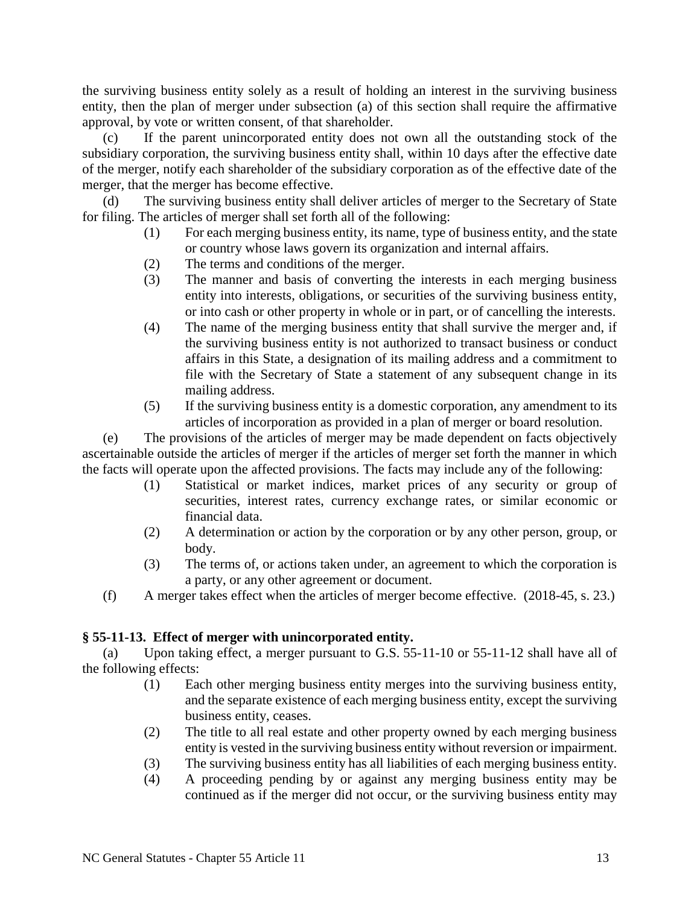the surviving business entity solely as a result of holding an interest in the surviving business entity, then the plan of merger under subsection (a) of this section shall require the affirmative approval, by vote or written consent, of that shareholder.

(c) If the parent unincorporated entity does not own all the outstanding stock of the subsidiary corporation, the surviving business entity shall, within 10 days after the effective date of the merger, notify each shareholder of the subsidiary corporation as of the effective date of the merger, that the merger has become effective.

(d) The surviving business entity shall deliver articles of merger to the Secretary of State for filing. The articles of merger shall set forth all of the following:

- (1) For each merging business entity, its name, type of business entity, and the state or country whose laws govern its organization and internal affairs.
- (2) The terms and conditions of the merger.
- (3) The manner and basis of converting the interests in each merging business entity into interests, obligations, or securities of the surviving business entity, or into cash or other property in whole or in part, or of cancelling the interests.
- (4) The name of the merging business entity that shall survive the merger and, if the surviving business entity is not authorized to transact business or conduct affairs in this State, a designation of its mailing address and a commitment to file with the Secretary of State a statement of any subsequent change in its mailing address.
- (5) If the surviving business entity is a domestic corporation, any amendment to its articles of incorporation as provided in a plan of merger or board resolution.

(e) The provisions of the articles of merger may be made dependent on facts objectively ascertainable outside the articles of merger if the articles of merger set forth the manner in which the facts will operate upon the affected provisions. The facts may include any of the following:

- (1) Statistical or market indices, market prices of any security or group of securities, interest rates, currency exchange rates, or similar economic or financial data.
- (2) A determination or action by the corporation or by any other person, group, or body.
- (3) The terms of, or actions taken under, an agreement to which the corporation is a party, or any other agreement or document.

(f) A merger takes effect when the articles of merger become effective. (2018-45, s. 23.)

### § 55-11-13. Effect of merger with unincorporated entity.

(a) Upon taking effect, a merger pursuant to G.S. 55-11-10 or 55-11-12 shall have all of the following effects:

- (1) Each other merging business entity merges into the surviving business entity, and the separate existence of each merging business entity, except the surviving business entity, ceases.
- (2) The title to all real estate and other property owned by each merging business entity is vested in the surviving business entity without reversion or impairment.
- (3) The surviving business entity has all liabilities of each merging business entity.
- (4) A proceeding pending by or against any merging business entity may be continued as if the merger did not occur, or the surviving business entity may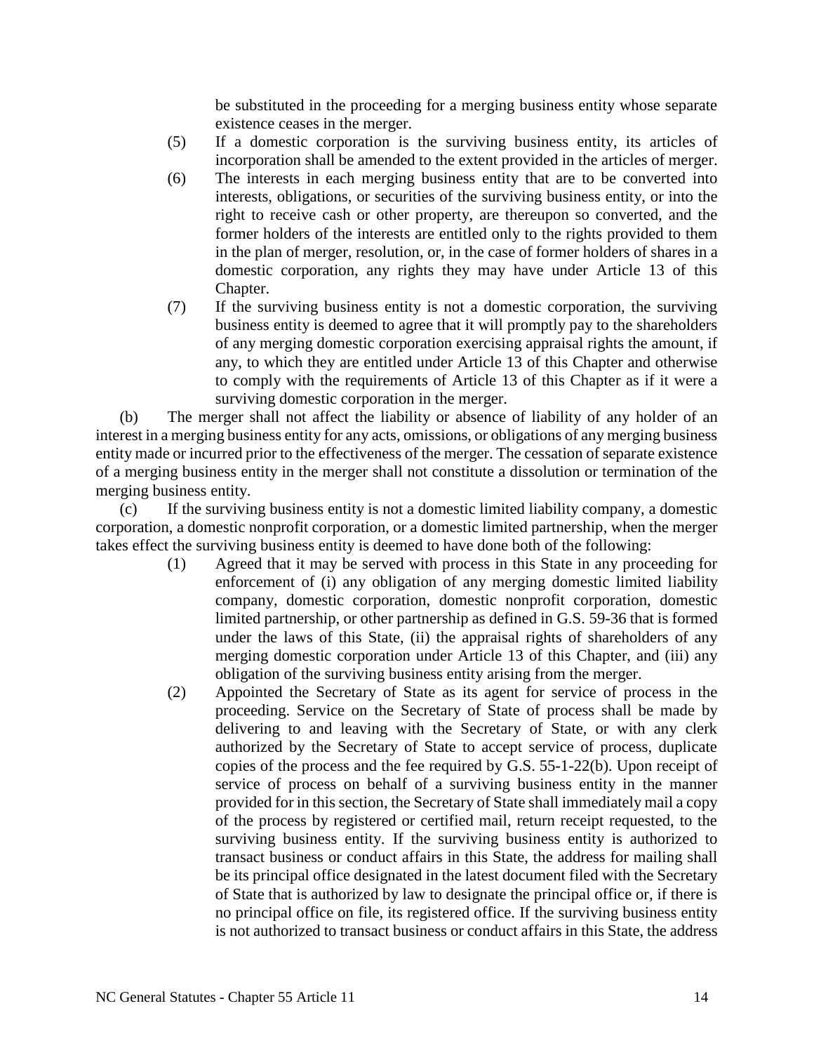be substituted in the proceeding for a merging business entity whose separate existence ceases in the merger.

(5) If a domestic corporation is the surviving business entity, its articles of incorporation shall be amended to the extent provided in the articles of merger.

(6) The interests in each merging business entity that are to be converted into interests, obligations, or securities of the surviving business entity, or into the right to receive cash or other property, are thereupon so converted, and the former holders of the interests are entitled only to the rights provided to them in the plan of merger, resolution, or, in the case of former holders of shares in a domestic corporation, any rights they may have under Article 13 of this Chapter.

(7) If the surviving business entity is not a domestic corporation, the surviving business entity is deemed to agree that it will promptly pay to the shareholders of any merging domestic corporation exercising appraisal rights the amount, if any, to which they are entitled under Article 13 of this Chapter and otherwise to comply with the requirements of Article 13 of this Chapter as if it were a surviving domestic corporation in the merger.

(b) The merger shall not affect the liability or absence of liability of any holder of an interest in a merging business entity for any acts, omissions, or obligations of any merging business entity made or incurred prior to the effectiveness of the merger. The cessation of separate existence of a merging business entity in the merger shall not constitute a dissolution or termination of the merging business entity.

(c) If the surviving business entity is not a domestic limited liability company, a domestic corporation, a domestic nonprofit corporation, or a domestic limited partnership, when the merger takes effect the surviving business entity is deemed to have done both of the following:

(1) Agreed that it may be served with process in this State in any proceeding for enforcement of (i) any obligation of any merging domestic limited liability company, domestic corporation, domestic nonprofit corporation, domestic limited partnership, or other partnership as defined in G.S. 59-36 that is formed under the laws of this State, (ii) the appraisal rights of shareholders of any merging domestic corporation under Article 13 of this Chapter, and (iii) any obligation of the surviving business entity arising from the merger.

(2) Appointed the Secretary of State as its agent for service of process in the proceeding. Service on the Secretary of State of process shall be made by delivering to and leaving with the Secretary of State, or with any clerk authorized by the Secretary of State to accept service of process, duplicate copies of the process and the fee required by G.S. 55-1-22(b). Upon receipt of service of process on behalf of a surviving business entity in the manner provided for in this section, the Secretary of State shall immediately mail a copy of the process by registered or certified mail, return receipt requested, to the surviving business entity. If the surviving business entity is authorized to transact business or conduct affairs in this State, the address for mailing shall be its principal office designated in the latest document filed with the Secretary of State that is authorized by law to designate the principal office or, if there is no principal office on file, its registered office. If the surviving business entity is not authorized to transact business or conduct affairs in this State, the address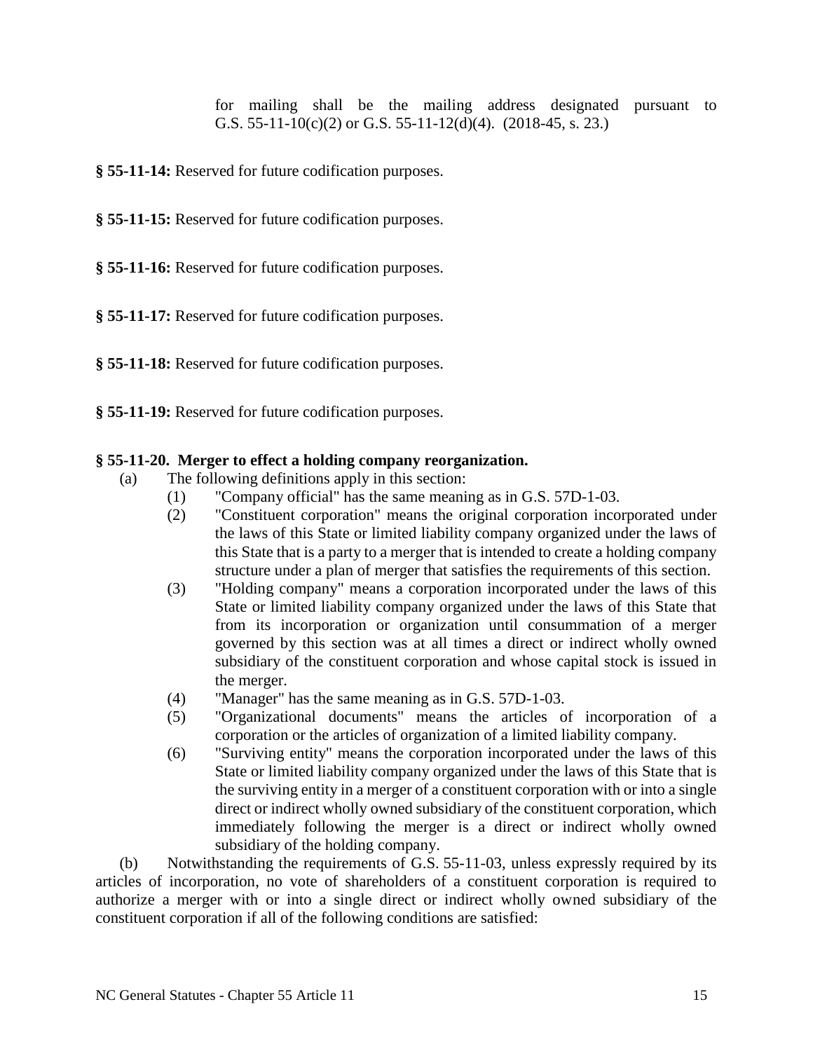for mailing shall be the mailing address designated pursuant to G.S. 55-11-10(c)(2) or G.S. 55-11-12(d)(4). (2018-45, s. 23.)

**§ 55-11-14:** Reserved for future codification purposes.

**§ 55-11-15:** Reserved for future codification purposes.

**§ 55-11-16:** Reserved for future codification purposes.

**§ 55-11-17:** Reserved for future codification purposes.

**§ 55-11-18:** Reserved for future codification purposes.

**§ 55-11-19:** Reserved for future codification purposes.

**§ 55-11-20. Merger to effect a holding company reorganization.**

(a) The following definitions apply in this section:

(1) "Company official" has the same meaning as in G.S. 57D-1-03.

(2) "Constituent corporation" means the original corporation incorporated under the laws of this State or limited liability company organized under the laws of this State that is a party to a merger that is intended to create a holding company structure under a plan of merger that satisfies the requirements of this section.

(3) "Holding company" means a corporation incorporated under the laws of this State or limited liability company organized under the laws of this State that from its incorporation or organization until consummation of a merger governed by this section was at all times a direct or indirect wholly owned subsidiary of the constituent corporation and whose capital stock is issued in the merger.

(4) "Manager" has the same meaning as in G.S. 57D-1-03.

(5) "Organizational documents" means the articles of incorporation of a corporation or the articles of organization of a limited liability company.

(6) "Surviving entity" means the corporation incorporated under the laws of this State or limited liability company organized under the laws of this State that is the surviving entity in a merger of a constituent corporation with or into a single direct or indirect wholly owned subsidiary of the constituent corporation, which immediately following the merger is a direct or indirect wholly owned subsidiary of the holding company.

(b) Notwithstanding the requirements of G.S. 55-11-03, unless expressly required by its articles of incorporation, no vote of shareholders of a constituent corporation is required to authorize a merger with or into a single direct or indirect wholly owned subsidiary of the constituent corporation if all of the following conditions are satisfied: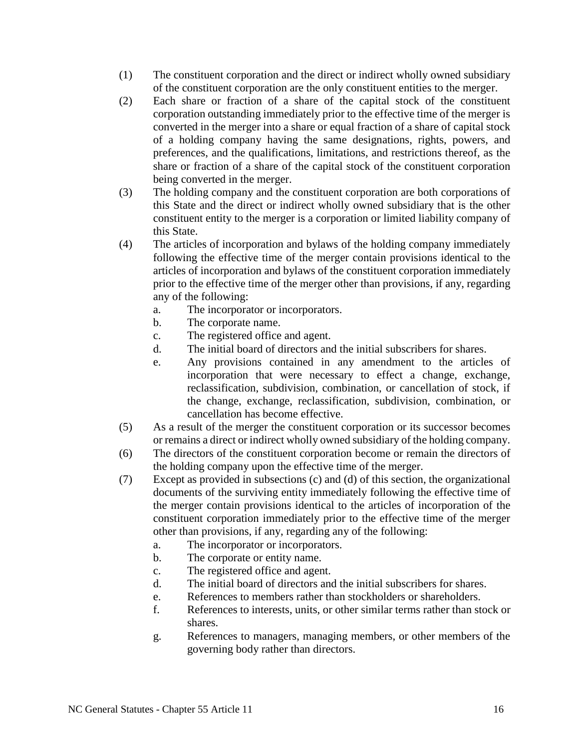(1) The constituent corporation and the direct or indirect wholly owned subsidiary of the constituent corporation are the only constituent entities to the merger.

(2) Each share or fraction of a share of the capital stock of the constituent corporation outstanding immediately prior to the effective time of the merger is converted in the merger into a share or equal fraction of a share of capital stock of a holding company having the same designations, rights, powers, and preferences, and the qualifications, limitations, and restrictions thereof, as the share or fraction of a share of the capital stock of the constituent corporation being converted in the merger.

(3) The holding company and the constituent corporation are both corporations of this State and the direct or indirect wholly owned subsidiary that is the other constituent entity to the merger is a corporation or limited liability company of this State.

(4) The articles of incorporation and bylaws of the holding company immediately following the effective time of the merger contain provisions identical to the articles of incorporation and bylaws of the constituent corporation immediately prior to the effective time of the merger other than provisions, if any, regarding any of the following:

   a. The incorporator or incorporators.
   b. The corporate name.
   c. The registered office and agent.
   d. The initial board of directors and the initial subscribers for shares.
   e. Any provisions contained in any amendment to the articles of incorporation that were necessary to effect a change, exchange, reclassification, subdivision, combination, or cancellation of stock, if the change, exchange, reclassification, subdivision, combination, or cancellation has become effective.

(5) As a result of the merger the constituent corporation or its successor becomes or remains a direct or indirect wholly owned subsidiary of the holding company.

(6) The directors of the constituent corporation become or remain the directors of the holding company upon the effective time of the merger.

(7) Except as provided in subsections (c) and (d) of this section, the organizational documents of the surviving entity immediately following the effective time of the merger contain provisions identical to the articles of incorporation of the constituent corporation immediately prior to the effective time of the merger other than provisions, if any, regarding any of the following:

   a. The incorporator or incorporators.
   b. The corporate or entity name.
   c. The registered office and agent.
   d. The initial board of directors and the initial subscribers for shares.
   e. References to members rather than stockholders or shareholders.
   f. References to interests, units, or other similar terms rather than stock or shares.
   g. References to managers, managing members, or other members of the governing body rather than directors.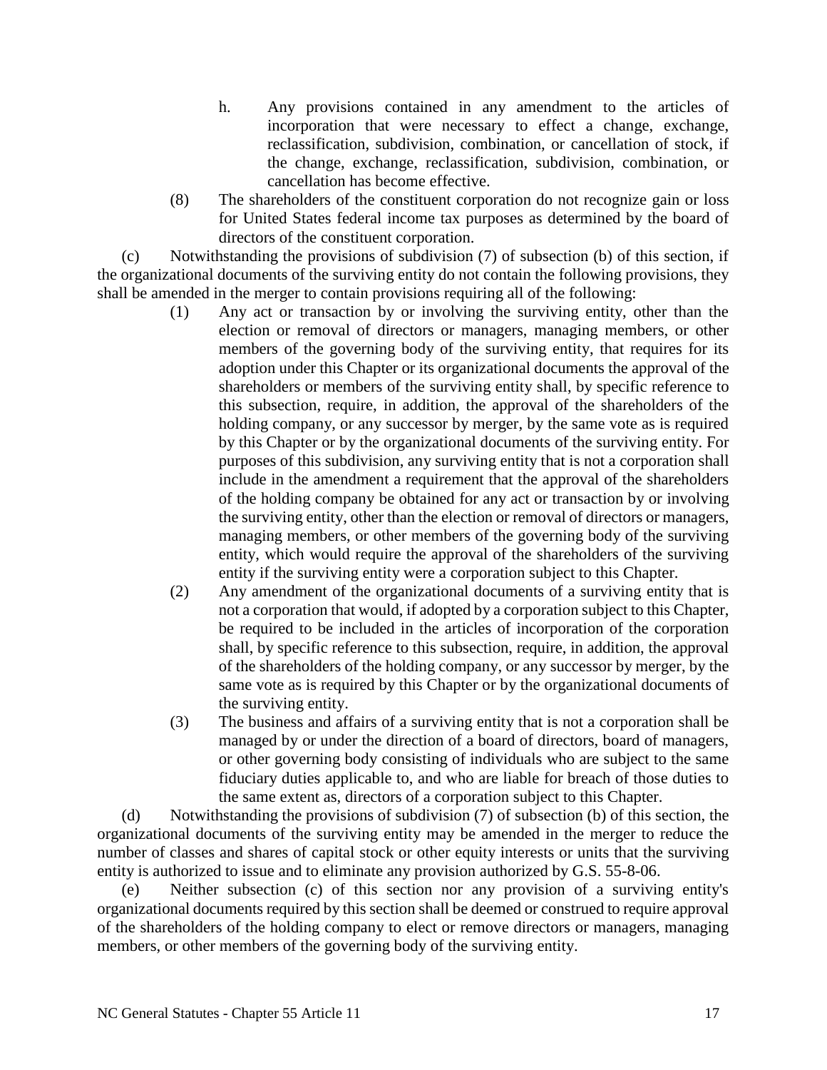h. Any provisions contained in any amendment to the articles of incorporation that were necessary to effect a change, exchange, reclassification, subdivision, combination, or cancellation of stock, if the change, exchange, reclassification, subdivision, combination, or cancellation has become effective.

(8) The shareholders of the constituent corporation do not recognize gain or loss for United States federal income tax purposes as determined by the board of directors of the constituent corporation.

(c) Notwithstanding the provisions of subdivision (7) of subsection (b) of this section, if the organizational documents of the surviving entity do not contain the following provisions, they shall be amended in the merger to contain provisions requiring all of the following:

(1) Any act or transaction by or involving the surviving entity, other than the election or removal of directors or managers, managing members, or other members of the governing body of the surviving entity, that requires for its adoption under this Chapter or its organizational documents the approval of the shareholders or members of the surviving entity shall, by specific reference to this subsection, require, in addition, the approval of the shareholders of the holding company, or any successor by merger, by the same vote as is required by this Chapter or by the organizational documents of the surviving entity. For purposes of this subdivision, any surviving entity that is not a corporation shall include in the amendment a requirement that the approval of the shareholders of the holding company be obtained for any act or transaction by or involving the surviving entity, other than the election or removal of directors or managers, managing members, or other members of the governing body of the surviving entity, which would require the approval of the shareholders of the surviving entity if the surviving entity were a corporation subject to this Chapter.

(2) Any amendment of the organizational documents of a surviving entity that is not a corporation that would, if adopted by a corporation subject to this Chapter, be required to be included in the articles of incorporation of the corporation shall, by specific reference to this subsection, require, in addition, the approval of the shareholders of the holding company, or any successor by merger, by the same vote as is required by this Chapter or by the organizational documents of the surviving entity.

(3) The business and affairs of a surviving entity that is not a corporation shall be managed by or under the direction of a board of directors, board of managers, or other governing body consisting of individuals who are subject to the same fiduciary duties applicable to, and who are liable for breach of those duties to the same extent as, directors of a corporation subject to this Chapter.

(d) Notwithstanding the provisions of subdivision (7) of subsection (b) of this section, the organizational documents of the surviving entity may be amended in the merger to reduce the number of classes and shares of capital stock or other equity interests or units that the surviving entity is authorized to issue and to eliminate any provision authorized by G.S. 55-8-06.

(e) Neither subsection (c) of this section nor any provision of a surviving entity's organizational documents required by this section shall be deemed or construed to require approval of the shareholders of the holding company to elect or remove directors or managers, managing members, or other members of the governing body of the surviving entity.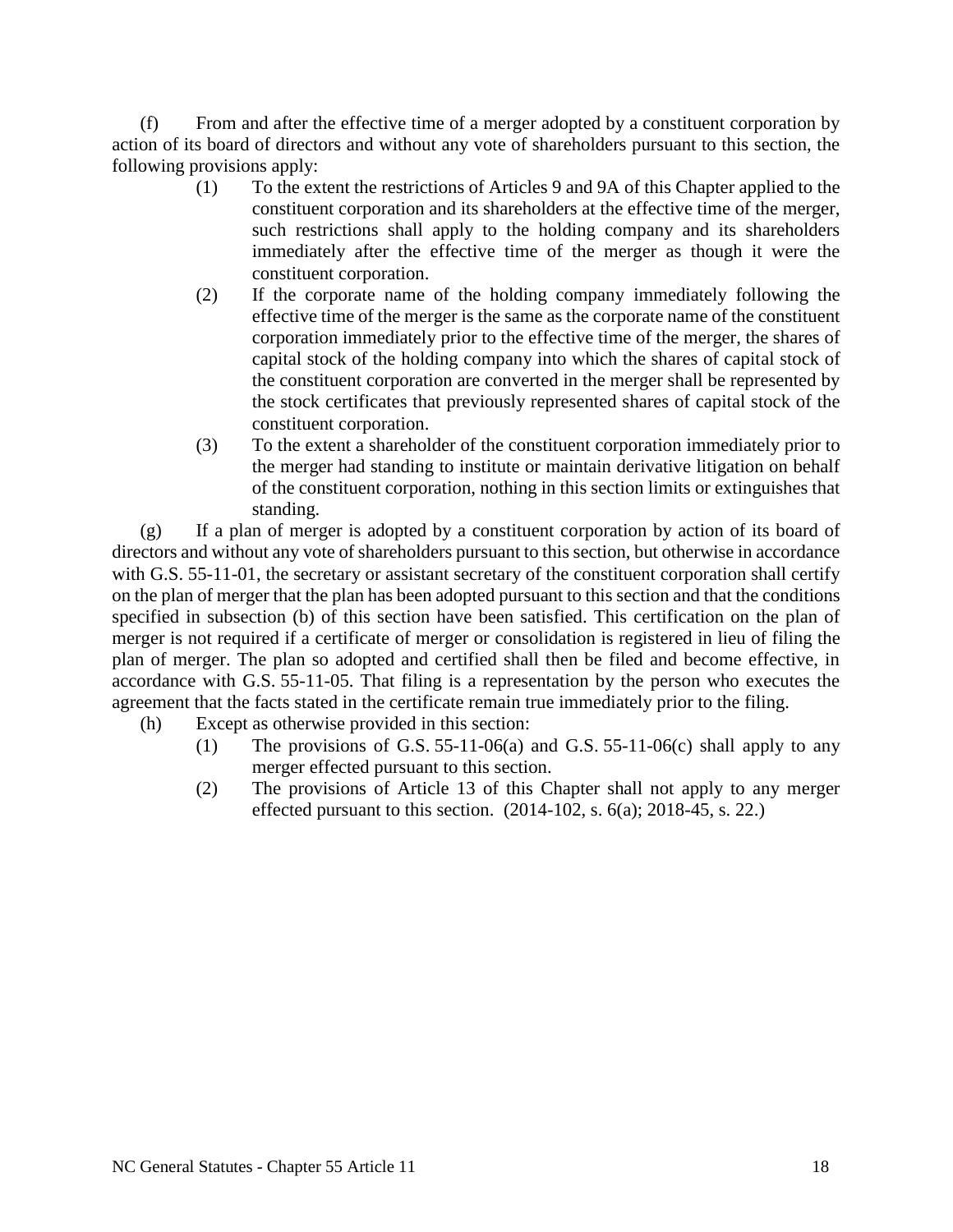(f) From and after the effective time of a merger adopted by a constituent corporation by action of its board of directors and without any vote of shareholders pursuant to this section, the following provisions apply:

(1) To the extent the restrictions of Articles 9 and 9A of this Chapter applied to the constituent corporation and its shareholders at the effective time of the merger, such restrictions shall apply to the holding company and its shareholders immediately after the effective time of the merger as though it were the constituent corporation.

(2) If the corporate name of the holding company immediately following the effective time of the merger is the same as the corporate name of the constituent corporation immediately prior to the effective time of the merger, the shares of capital stock of the holding company into which the shares of capital stock of the constituent corporation are converted in the merger shall be represented by the stock certificates that previously represented shares of capital stock of the constituent corporation.

(3) To the extent a shareholder of the constituent corporation immediately prior to the merger had standing to institute or maintain derivative litigation on behalf of the constituent corporation, nothing in this section limits or extinguishes that standing.

(g) If a plan of merger is adopted by a constituent corporation by action of its board of directors and without any vote of shareholders pursuant to this section, but otherwise in accordance with G.S. 55-11-01, the secretary or assistant secretary of the constituent corporation shall certify on the plan of merger that the plan has been adopted pursuant to this section and that the conditions specified in subsection (b) of this section have been satisfied. This certification on the plan of merger is not required if a certificate of merger or consolidation is registered in lieu of filing the plan of merger. The plan so adopted and certified shall then be filed and become effective, in accordance with G.S. 55-11-05. That filing is a representation by the person who executes the agreement that the facts stated in the certificate remain true immediately prior to the filing.

(h) Except as otherwise provided in this section:

(1) The provisions of G.S. 55-11-06(a) and G.S. 55-11-06(c) shall apply to any merger effected pursuant to this section.

(2) The provisions of Article 13 of this Chapter shall not apply to any merger effected pursuant to this section. (2014-102, s. 6(a); 2018-45, s. 22.)